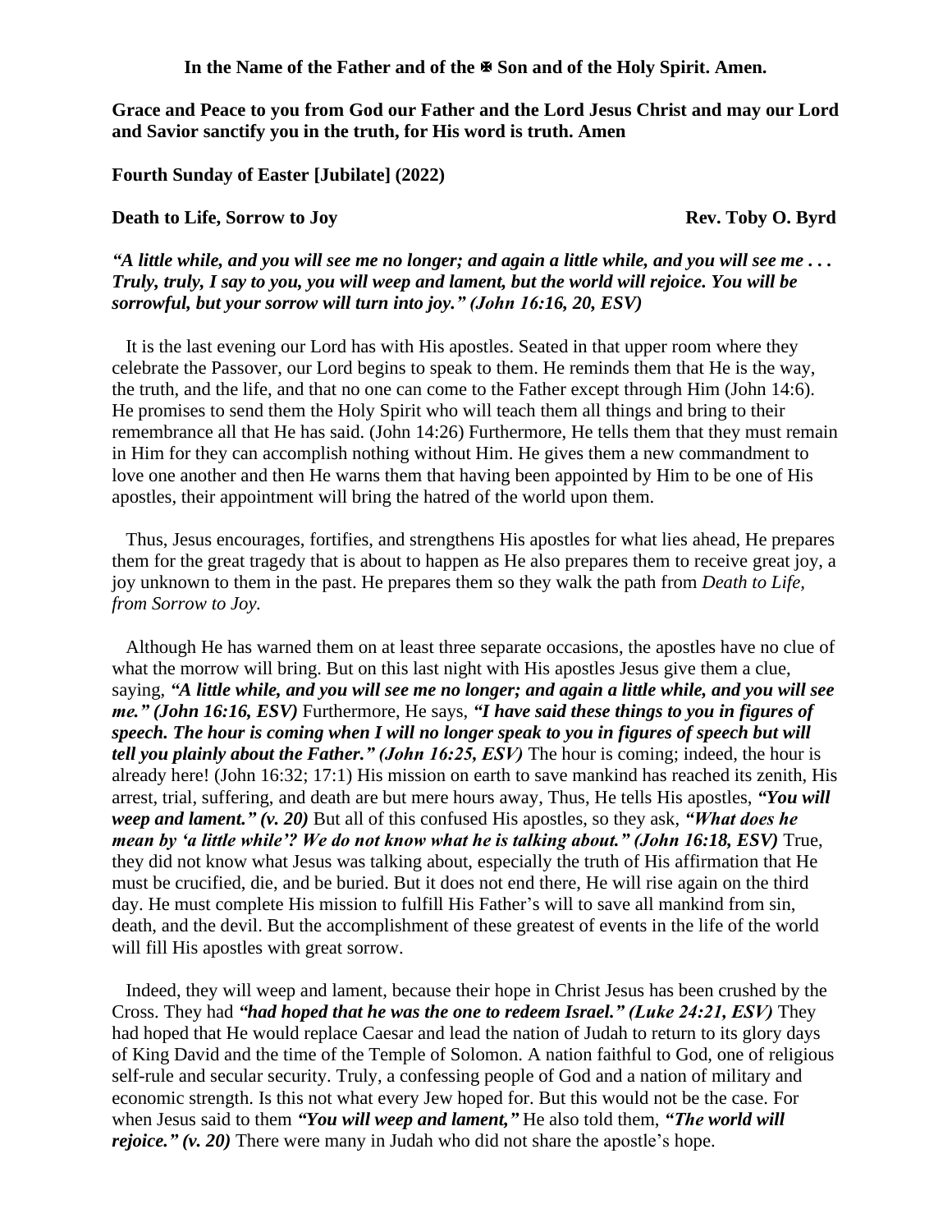**In the Name of the Father and of the ✠ Son and of the Holy Spirit. Amen.**

**Grace and Peace to you from God our Father and the Lord Jesus Christ and may our Lord and Savior sanctify you in the truth, for His word is truth. Amen**

**Fourth Sunday of Easter [Jubilate] (2022)**

**Death to Life, Sorrow to Joy** **Rev. Toby O. Byrd**

***"A little while, and you will see me no longer; and again a little while, and you will see me . . . Truly, truly, I say to you, you will weep and lament, but the world will rejoice. You will be sorrowful, but your sorrow will turn into joy." (John 16:16, 20, ESV)***

It is the last evening our Lord has with His apostles. Seated in that upper room where they celebrate the Passover, our Lord begins to speak to them. He reminds them that He is the way, the truth, and the life, and that no one can come to the Father except through Him (John 14:6). He promises to send them the Holy Spirit who will teach them all things and bring to their remembrance all that He has said. (John 14:26) Furthermore, He tells them that they must remain in Him for they can accomplish nothing without Him. He gives them a new commandment to love one another and then He warns them that having been appointed by Him to be one of His apostles, their appointment will bring the hatred of the world upon them.

Thus, Jesus encourages, fortifies, and strengthens His apostles for what lies ahead, He prepares them for the great tragedy that is about to happen as He also prepares them to receive great joy, a joy unknown to them in the past. He prepares them so they walk the path from *Death to Life, from Sorrow to Joy.*

Although He has warned them on at least three separate occasions, the apostles have no clue of what the morrow will bring. But on this last night with His apostles Jesus give them a clue, saying, ***"A little while, and you will see me no longer; and again a little while, and you will see me." (John 16:16, ESV)*** Furthermore, He says, ***"I have said these things to you in figures of speech. The hour is coming when I will no longer speak to you in figures of speech but will tell you plainly about the Father." (John 16:25, ESV)*** The hour is coming; indeed, the hour is already here! (John 16:32; 17:1) His mission on earth to save mankind has reached its zenith, His arrest, trial, suffering, and death are but mere hours away, Thus, He tells His apostles, ***"You will weep and lament." (v. 20)*** But all of this confused His apostles, so they ask, ***"What does he mean by 'a little while'? We do not know what he is talking about." (John 16:18, ESV)*** True, they did not know what Jesus was talking about, especially the truth of His affirmation that He must be crucified, die, and be buried. But it does not end there, He will rise again on the third day. He must complete His mission to fulfill His Father's will to save all mankind from sin, death, and the devil. But the accomplishment of these greatest of events in the life of the world will fill His apostles with great sorrow.

Indeed, they will weep and lament, because their hope in Christ Jesus has been crushed by the Cross. They had ***"had hoped that he was the one to redeem Israel." (Luke 24:21, ESV)*** They had hoped that He would replace Caesar and lead the nation of Judah to return to its glory days of King David and the time of the Temple of Solomon. A nation faithful to God, one of religious self-rule and secular security. Truly, a confessing people of God and a nation of military and economic strength. Is this not what every Jew hoped for. But this would not be the case. For when Jesus said to them ***"You will weep and lament,"*** He also told them, ***"The world will rejoice." (v. 20)*** There were many in Judah who did not share the apostle's hope.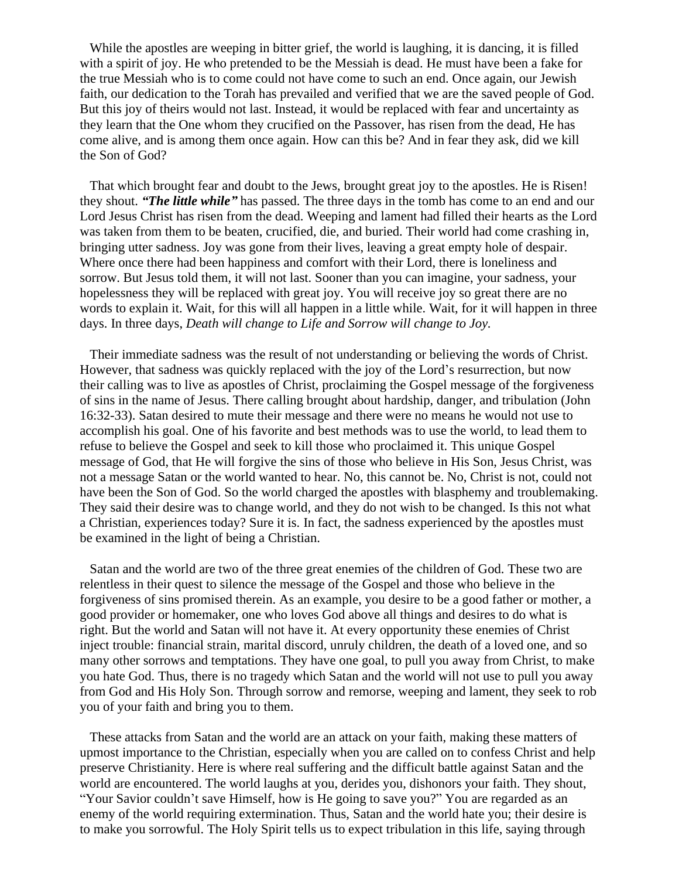While the apostles are weeping in bitter grief, the world is laughing, it is dancing, it is filled with a spirit of joy. He who pretended to be the Messiah is dead. He must have been a fake for the true Messiah who is to come could not have come to such an end. Once again, our Jewish faith, our dedication to the Torah has prevailed and verified that we are the saved people of God. But this joy of theirs would not last. Instead, it would be replaced with fear and uncertainty as they learn that the One whom they crucified on the Passover, has risen from the dead, He has come alive, and is among them once again. How can this be? And in fear they ask, did we kill the Son of God?

That which brought fear and doubt to the Jews, brought great joy to the apostles. He is Risen! they shout. ***"The little while"*** has passed. The three days in the tomb has come to an end and our Lord Jesus Christ has risen from the dead. Weeping and lament had filled their hearts as the Lord was taken from them to be beaten, crucified, die, and buried. Their world had come crashing in, bringing utter sadness. Joy was gone from their lives, leaving a great empty hole of despair. Where once there had been happiness and comfort with their Lord, there is loneliness and sorrow. But Jesus told them, it will not last. Sooner than you can imagine, your sadness, your hopelessness they will be replaced with great joy. You will receive joy so great there are no words to explain it. Wait, for this will all happen in a little while. Wait, for it will happen in three days. In three days, *Death will change to Life and Sorrow will change to Joy.*

Their immediate sadness was the result of not understanding or believing the words of Christ. However, that sadness was quickly replaced with the joy of the Lord's resurrection, but now their calling was to live as apostles of Christ, proclaiming the Gospel message of the forgiveness of sins in the name of Jesus. There calling brought about hardship, danger, and tribulation (John 16:32-33). Satan desired to mute their message and there were no means he would not use to accomplish his goal. One of his favorite and best methods was to use the world, to lead them to refuse to believe the Gospel and seek to kill those who proclaimed it. This unique Gospel message of God, that He will forgive the sins of those who believe in His Son, Jesus Christ, was not a message Satan or the world wanted to hear. No, this cannot be. No, Christ is not, could not have been the Son of God. So the world charged the apostles with blasphemy and troublemaking. They said their desire was to change world, and they do not wish to be changed. Is this not what a Christian, experiences today? Sure it is. In fact, the sadness experienced by the apostles must be examined in the light of being a Christian.

Satan and the world are two of the three great enemies of the children of God. These two are relentless in their quest to silence the message of the Gospel and those who believe in the forgiveness of sins promised therein. As an example, you desire to be a good father or mother, a good provider or homemaker, one who loves God above all things and desires to do what is right. But the world and Satan will not have it. At every opportunity these enemies of Christ inject trouble: financial strain, marital discord, unruly children, the death of a loved one, and so many other sorrows and temptations. They have one goal, to pull you away from Christ, to make you hate God. Thus, there is no tragedy which Satan and the world will not use to pull you away from God and His Holy Son. Through sorrow and remorse, weeping and lament, they seek to rob you of your faith and bring you to them.

These attacks from Satan and the world are an attack on your faith, making these matters of upmost importance to the Christian, especially when you are called on to confess Christ and help preserve Christianity. Here is where real suffering and the difficult battle against Satan and the world are encountered. The world laughs at you, derides you, dishonors your faith. They shout, "Your Savior couldn't save Himself, how is He going to save you?" You are regarded as an enemy of the world requiring extermination. Thus, Satan and the world hate you; their desire is to make you sorrowful. The Holy Spirit tells us to expect tribulation in this life, saying through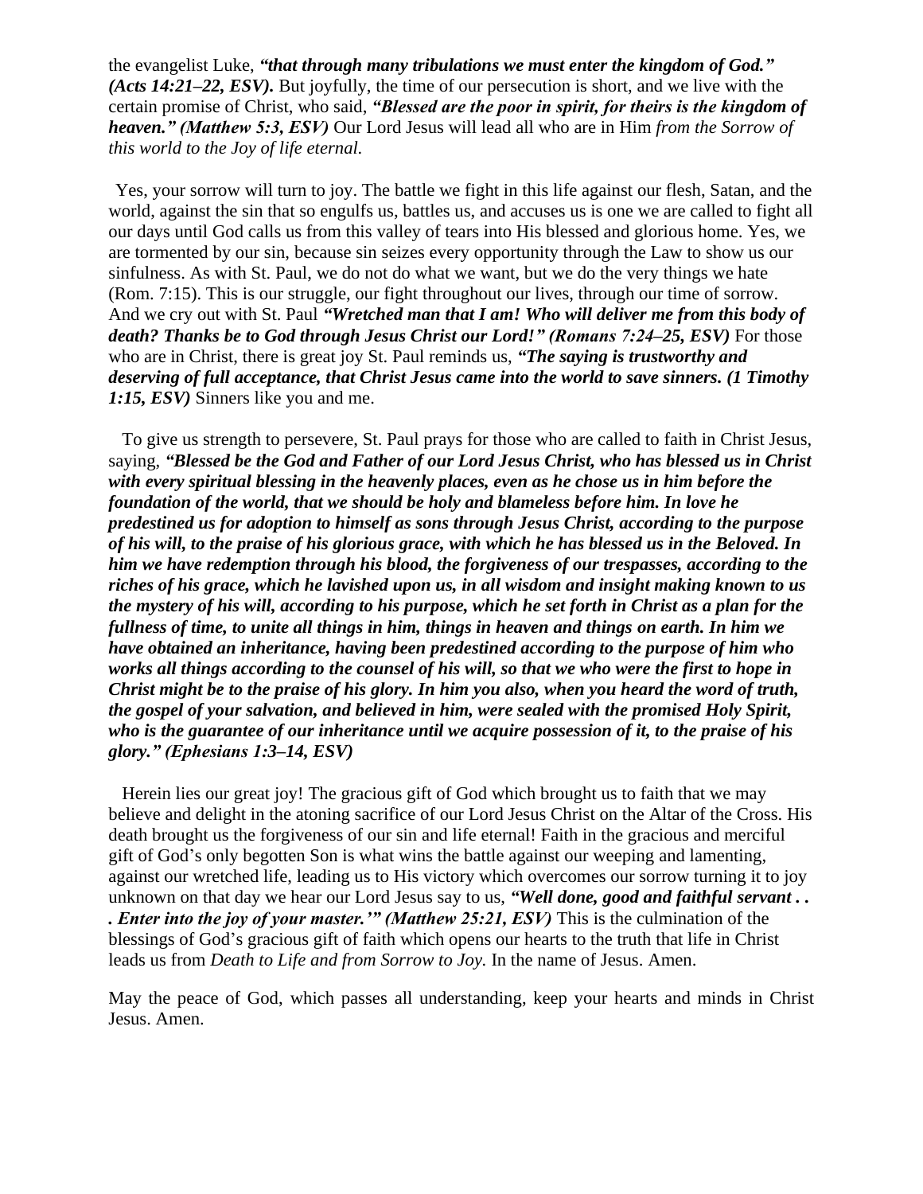the evangelist Luke, ***"that through many tribulations we must enter the kingdom of God." (Acts 14:21–22, ESV).*** But joyfully, the time of our persecution is short, and we live with the certain promise of Christ, who said, ***"Blessed are the poor in spirit, for theirs is the kingdom of heaven." (Matthew 5:3, ESV)*** Our Lord Jesus will lead all who are in Him *from the Sorrow of this world to the Joy of life eternal.*

Yes, your sorrow will turn to joy. The battle we fight in this life against our flesh, Satan, and the world, against the sin that so engulfs us, battles us, and accuses us is one we are called to fight all our days until God calls us from this valley of tears into His blessed and glorious home. Yes, we are tormented by our sin, because sin seizes every opportunity through the Law to show us our sinfulness. As with St. Paul, we do not do what we want, but we do the very things we hate (Rom. 7:15). This is our struggle, our fight throughout our lives, through our time of sorrow. And we cry out with St. Paul ***"Wretched man that I am! Who will deliver me from this body of death? Thanks be to God through Jesus Christ our Lord!" (Romans 7:24–25, ESV)*** For those who are in Christ, there is great joy St. Paul reminds us, ***"The saying is trustworthy and deserving of full acceptance, that Christ Jesus came into the world to save sinners. (1 Timothy 1:15, ESV)*** Sinners like you and me.

To give us strength to persevere, St. Paul prays for those who are called to faith in Christ Jesus, saying, ***"Blessed be the God and Father of our Lord Jesus Christ, who has blessed us in Christ with every spiritual blessing in the heavenly places, even as he chose us in him before the foundation of the world, that we should be holy and blameless before him. In love he predestined us for adoption to himself as sons through Jesus Christ, according to the purpose of his will, to the praise of his glorious grace, with which he has blessed us in the Beloved. In him we have redemption through his blood, the forgiveness of our trespasses, according to the riches of his grace, which he lavished upon us, in all wisdom and insight making known to us the mystery of his will, according to his purpose, which he set forth in Christ as a plan for the fullness of time, to unite all things in him, things in heaven and things on earth. In him we have obtained an inheritance, having been predestined according to the purpose of him who works all things according to the counsel of his will, so that we who were the first to hope in Christ might be to the praise of his glory. In him you also, when you heard the word of truth, the gospel of your salvation, and believed in him, were sealed with the promised Holy Spirit, who is the guarantee of our inheritance until we acquire possession of it, to the praise of his glory." (Ephesians 1:3–14, ESV)***

Herein lies our great joy! The gracious gift of God which brought us to faith that we may believe and delight in the atoning sacrifice of our Lord Jesus Christ on the Altar of the Cross. His death brought us the forgiveness of our sin and life eternal! Faith in the gracious and merciful gift of God's only begotten Son is what wins the battle against our weeping and lamenting, against our wretched life, leading us to His victory which overcomes our sorrow turning it to joy unknown on that day we hear our Lord Jesus say to us, ***"Well done, good and faithful servant . . . Enter into the joy of your master.'" (Matthew 25:21, ESV)*** This is the culmination of the blessings of God's gracious gift of faith which opens our hearts to the truth that life in Christ leads us from *Death to Life and from Sorrow to Joy.* In the name of Jesus. Amen.

May the peace of God, which passes all understanding, keep your hearts and minds in Christ Jesus. Amen.